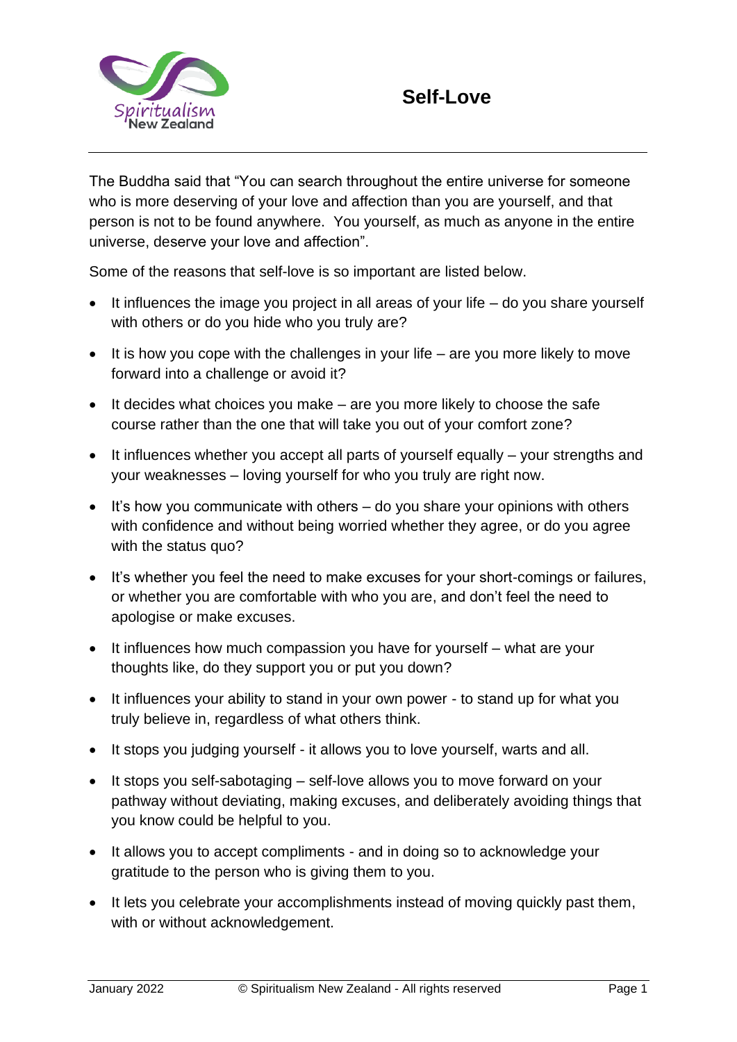# Self-Love

The Buddha said that "You can search throughout the entire universe for someone who is more deserving of your love and affection than you are yourself, and that person is not to be found anywhere. You yourself, as much as anyone in the entire universe, deserve your love and affection".

Some of the reasons that self-love is so important are listed below.

- It influences the image you project in all areas of your life – do you share yourself with others or do you hide who you truly are?
- It is how you cope with the challenges in your life – are you more likely to move forward into a challenge or avoid it?
- It decides what choices you make – are you more likely to choose the safe course rather than the one that will take you out of your comfort zone?
- It influences whether you accept all parts of yourself equally – your strengths and your weaknesses – loving yourself for who you truly are right now.
- It's how you communicate with others – do you share your opinions with others with confidence and without being worried whether they agree, or do you agree with the status quo?
- It's whether you feel the need to make excuses for your short-comings or failures, or whether you are comfortable with who you are, and don't feel the need to apologise or make excuses.
- It influences how much compassion you have for yourself – what are your thoughts like, do they support you or put you down?
- It influences your ability to stand in your own power - to stand up for what you truly believe in, regardless of what others think.
- It stops you judging yourself - it allows you to love yourself, warts and all.
- It stops you self-sabotaging – self-love allows you to move forward on your pathway without deviating, making excuses, and deliberately avoiding things that you know could be helpful to you.
- It allows you to accept compliments - and in doing so to acknowledge your gratitude to the person who is giving them to you.
- It lets you celebrate your accomplishments instead of moving quickly past them, with or without acknowledgement.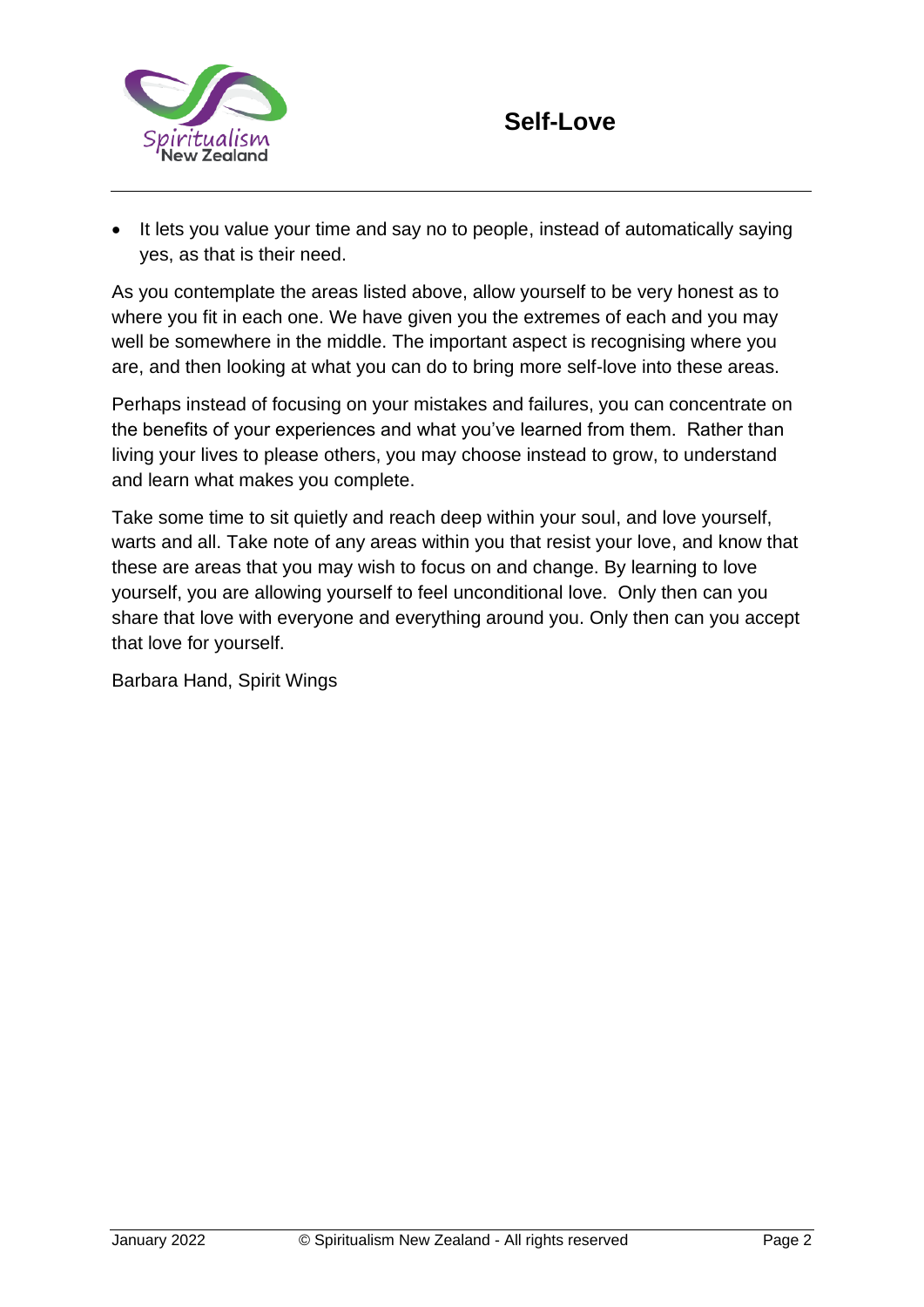- It lets you value your time and say no to people, instead of automatically saying yes, as that is their need.

As you contemplate the areas listed above, allow yourself to be very honest as to where you fit in each one. We have given you the extremes of each and you may well be somewhere in the middle. The important aspect is recognising where you are, and then looking at what you can do to bring more self-love into these areas.

Perhaps instead of focusing on your mistakes and failures, you can concentrate on the benefits of your experiences and what you've learned from them. Rather than living your lives to please others, you may choose instead to grow, to understand and learn what makes you complete.

Take some time to sit quietly and reach deep within your soul, and love yourself, warts and all. Take note of any areas within you that resist your love, and know that these are areas that you may wish to focus on and change. By learning to love yourself, you are allowing yourself to feel unconditional love. Only then can you share that love with everyone and everything around you. Only then can you accept that love for yourself.

Barbara Hand, Spirit Wings